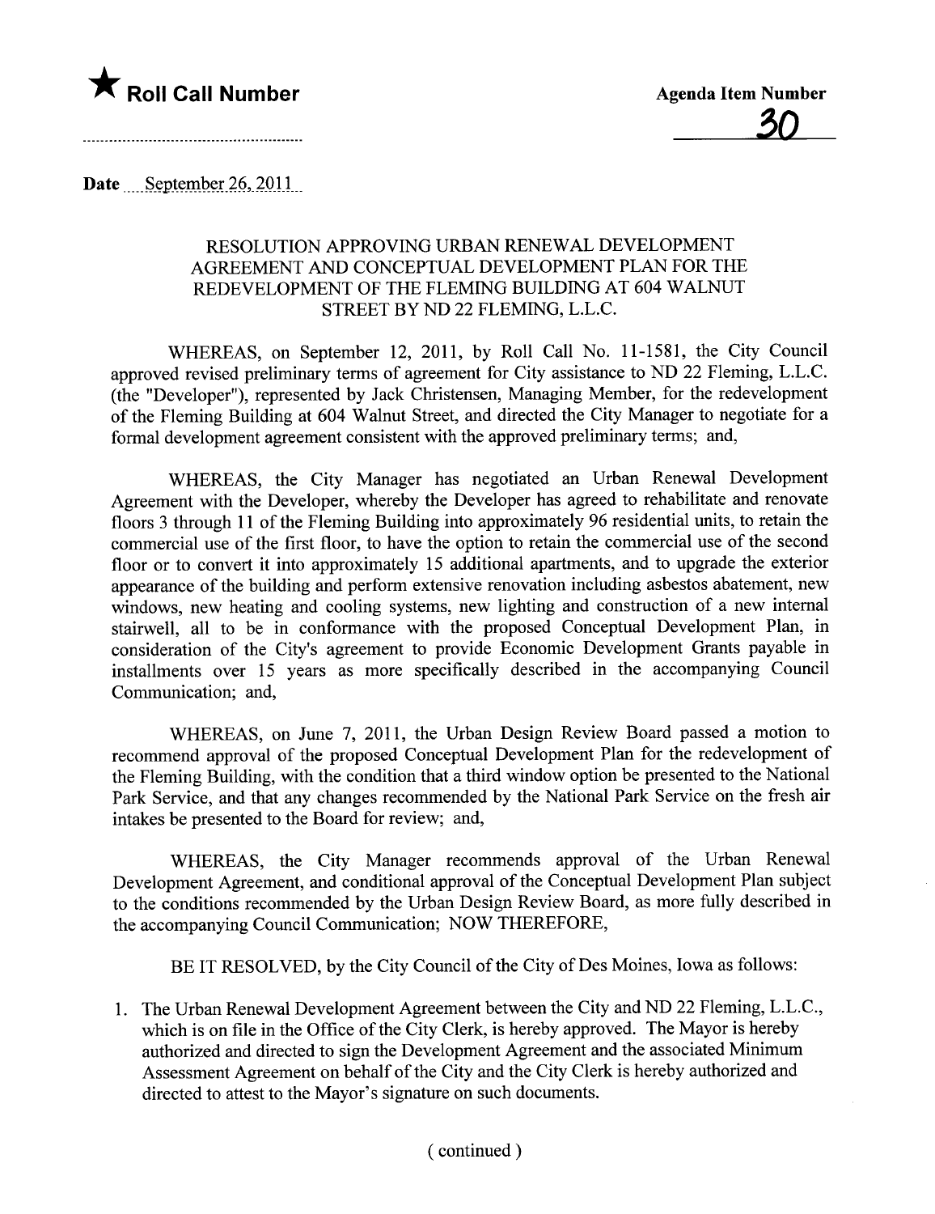★ **Roll Call Number**

**Agenda Item Number**

30

**Date** September 26, 2011

RESOLUTION APPROVING URBAN RENEWAL DEVELOPMENT AGREEMENT AND CONCEPTUAL DEVELOPMENT PLAN FOR THE REDEVELOPMENT OF THE FLEMING BUILDING AT 604 WALNUT STREET BY ND 22 FLEMING, L.L.C.

WHEREAS, on September 12, 2011, by Roll Call No. 11-1581, the City Council approved revised preliminary terms of agreement for City assistance to ND 22 Fleming, L.L.C. (the "Developer"), represented by Jack Christensen, Managing Member, for the redevelopment of the Fleming Building at 604 Walnut Street, and directed the City Manager to negotiate for a formal development agreement consistent with the approved preliminary terms; and,

WHEREAS, the City Manager has negotiated an Urban Renewal Development Agreement with the Developer, whereby the Developer has agreed to rehabilitate and renovate floors 3 through 11 of the Fleming Building into approximately 96 residential units, to retain the commercial use of the first floor, to have the option to retain the commercial use of the second floor or to convert it into approximately 15 additional apartments, and to upgrade the exterior appearance of the building and perform extensive renovation including asbestos abatement, new windows, new heating and cooling systems, new lighting and construction of a new internal stairwell, all to be in conformance with the proposed Conceptual Development Plan, in consideration of the City's agreement to provide Economic Development Grants payable in installments over 15 years as more specifically described in the accompanying Council Communication; and,

WHEREAS, on June 7, 2011, the Urban Design Review Board passed a motion to recommend approval of the proposed Conceptual Development Plan for the redevelopment of the Fleming Building, with the condition that a third window option be presented to the National Park Service, and that any changes recommended by the National Park Service on the fresh air intakes be presented to the Board for review; and,

WHEREAS, the City Manager recommends approval of the Urban Renewal Development Agreement, and conditional approval of the Conceptual Development Plan subject to the conditions recommended by the Urban Design Review Board, as more fully described in the accompanying Council Communication; NOW THEREFORE,

BE IT RESOLVED, by the City Council of the City of Des Moines, Iowa as follows:

1. The Urban Renewal Development Agreement between the City and ND 22 Fleming, L.L.C., which is on file in the Office of the City Clerk, is hereby approved. The Mayor is hereby authorized and directed to sign the Development Agreement and the associated Minimum Assessment Agreement on behalf of the City and the City Clerk is hereby authorized and directed to attest to the Mayor's signature on such documents.

( continued )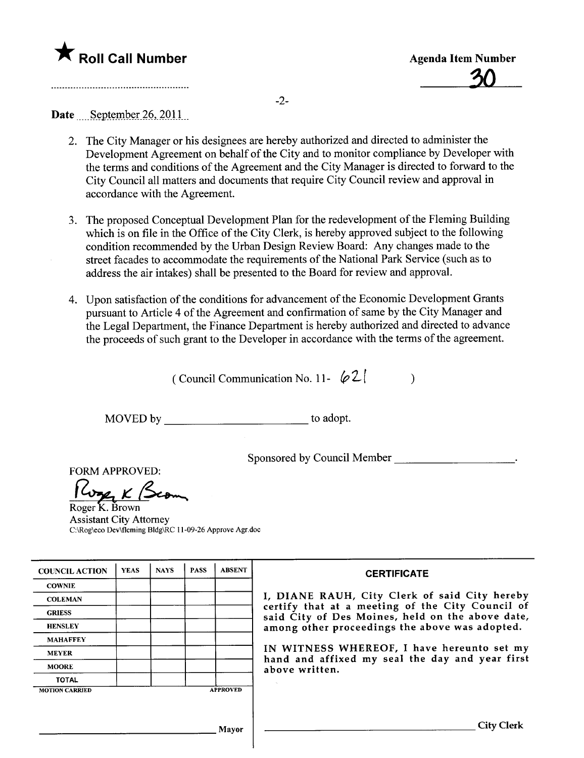★ **Roll Call Number**

...............................................

**Agenda Item Number**

**30**

Date September 26, 2011

2. The City Manager or his designees are hereby authorized and directed to administer the Development Agreement on behalf of the City and to monitor compliance by Developer with the terms and conditions of the Agreement and the City Manager is directed to forward to the City Council all matters and documents that require City Council review and approval in accordance with the Agreement.

3. The proposed Conceptual Development Plan for the redevelopment of the Fleming Building which is on file in the Office of the City Clerk, is hereby approved subject to the following condition recommended by the Urban Design Review Board: Any changes made to the street facades to accommodate the requirements of the National Park Service (such as to address the air intakes) shall be presented to the Board for review and approval.

4. Upon satisfaction of the conditions for advancement of the Economic Development Grants pursuant to Article 4 of the Agreement and confirmation of same by the City Manager and the Legal Department, the Finance Department is hereby authorized and directed to advance the proceeds of such grant to the Developer in accordance with the terms of the agreement.

( Council Communication No. 11- 621 )

MOVED by ________________________ to adopt.

Sponsored by Council Member ____________________.

FORM APPROVED:

Roger K. Brown
Roger K. Brown
Assistant City Attorney
C:\Rog\eco Dev\fleming Bldg\RC 11-09-26 Approve Agr.doc

| COUNCIL ACTION | YEAS | NAYS | PASS | ABSENT |
|---|---|---|---|---|
| COWNIE | | | | |
| COLEMAN | | | | |
| GRIESS | | | | |
| HENSLEY | | | | |
| MAHAFFEY | | | | |
| MEYER | | | | |
| MOORE | | | | |
| TOTAL | | | | |
| MOTION CARRIED | | | | APPROVED |

________________________ Mayor

**CERTIFICATE**

I, DIANE RAUH, City Clerk of said City hereby certify that at a meeting of the City Council of said City of Des Moines, held on the above date, among other proceedings the above was adopted.

IN WITNESS WHEREOF, I have hereunto set my hand and affixed my seal the day and year first above written.

________________________ City Clerk